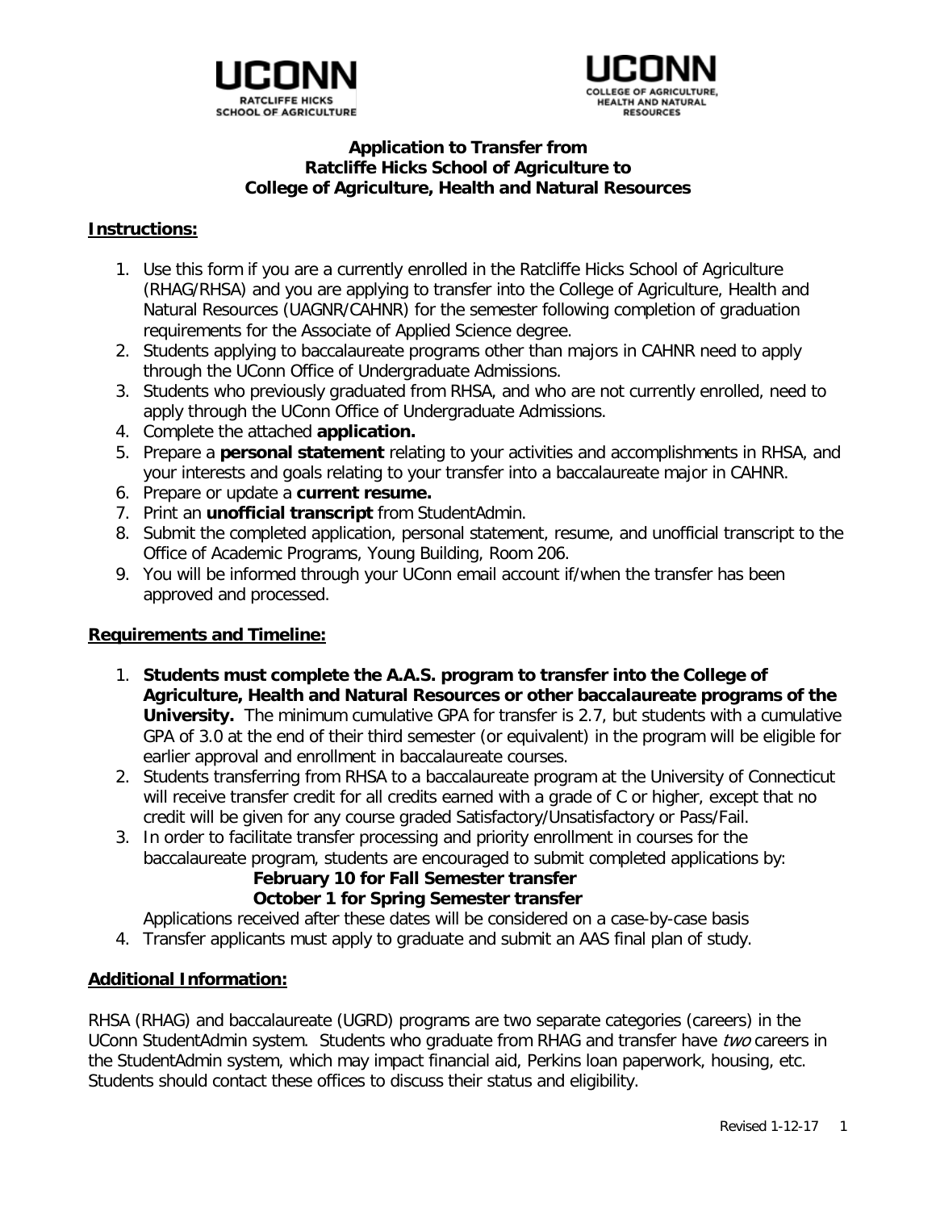UCONN
RATCLIFFE HICKS
SCHOOL OF AGRICULTURE

UCONN
COLLEGE OF AGRICULTURE,
HEALTH AND NATURAL
RESOURCES

# Application to Transfer from Ratcliffe Hicks School of Agriculture to College of Agriculture, Health and Natural Resources

## Instructions:

1. Use this form if you are a currently enrolled in the Ratcliffe Hicks School of Agriculture (RHAG/RHSA) and you are applying to transfer into the College of Agriculture, Health and Natural Resources (UAGNR/CAHNR) for the semester following completion of graduation requirements for the Associate of Applied Science degree.
2. Students applying to baccalaureate programs other than majors in CAHNR need to apply through the UConn Office of Undergraduate Admissions.
3. Students who previously graduated from RHSA, and who are not currently enrolled, need to apply through the UConn Office of Undergraduate Admissions.
4. Complete the attached **application.**
5. Prepare a **personal statement** relating to your activities and accomplishments in RHSA, and your interests and goals relating to your transfer into a baccalaureate major in CAHNR.
6. Prepare or update a **current resume.**
7. Print an **unofficial transcript** from StudentAdmin.
8. Submit the completed application, personal statement, resume, and unofficial transcript to the Office of Academic Programs, Young Building, Room 206.
9. You will be informed through your UConn email account if/when the transfer has been approved and processed.

## Requirements and Timeline:

1. **Students must complete the A.A.S. program to transfer into the College of Agriculture, Health and Natural Resources or other baccalaureate programs of the University.** The minimum cumulative GPA for transfer is 2.7, but students with a cumulative GPA of 3.0 at the end of their third semester (or equivalent) in the program will be eligible for earlier approval and enrollment in baccalaureate courses.
2. Students transferring from RHSA to a baccalaureate program at the University of Connecticut will receive transfer credit for all credits earned with a grade of C or higher, except that no credit will be given for any course graded Satisfactory/Unsatisfactory or Pass/Fail.
3. In order to facilitate transfer processing and priority enrollment in courses for the baccalaureate program, students are encouraged to submit completed applications by:

   **February 10 for Fall Semester transfer**
   **October 1 for Spring Semester transfer**

   Applications received after these dates will be considered on a case-by-case basis
4. Transfer applicants must apply to graduate and submit an AAS final plan of study.

## Additional Information:

RHSA (RHAG) and baccalaureate (UGRD) programs are two separate categories (careers) in the UConn StudentAdmin system. Students who graduate from RHAG and transfer have *two* careers in the StudentAdmin system, which may impact financial aid, Perkins loan paperwork, housing, etc. Students should contact these offices to discuss their status and eligibility.

Revised 1-12-17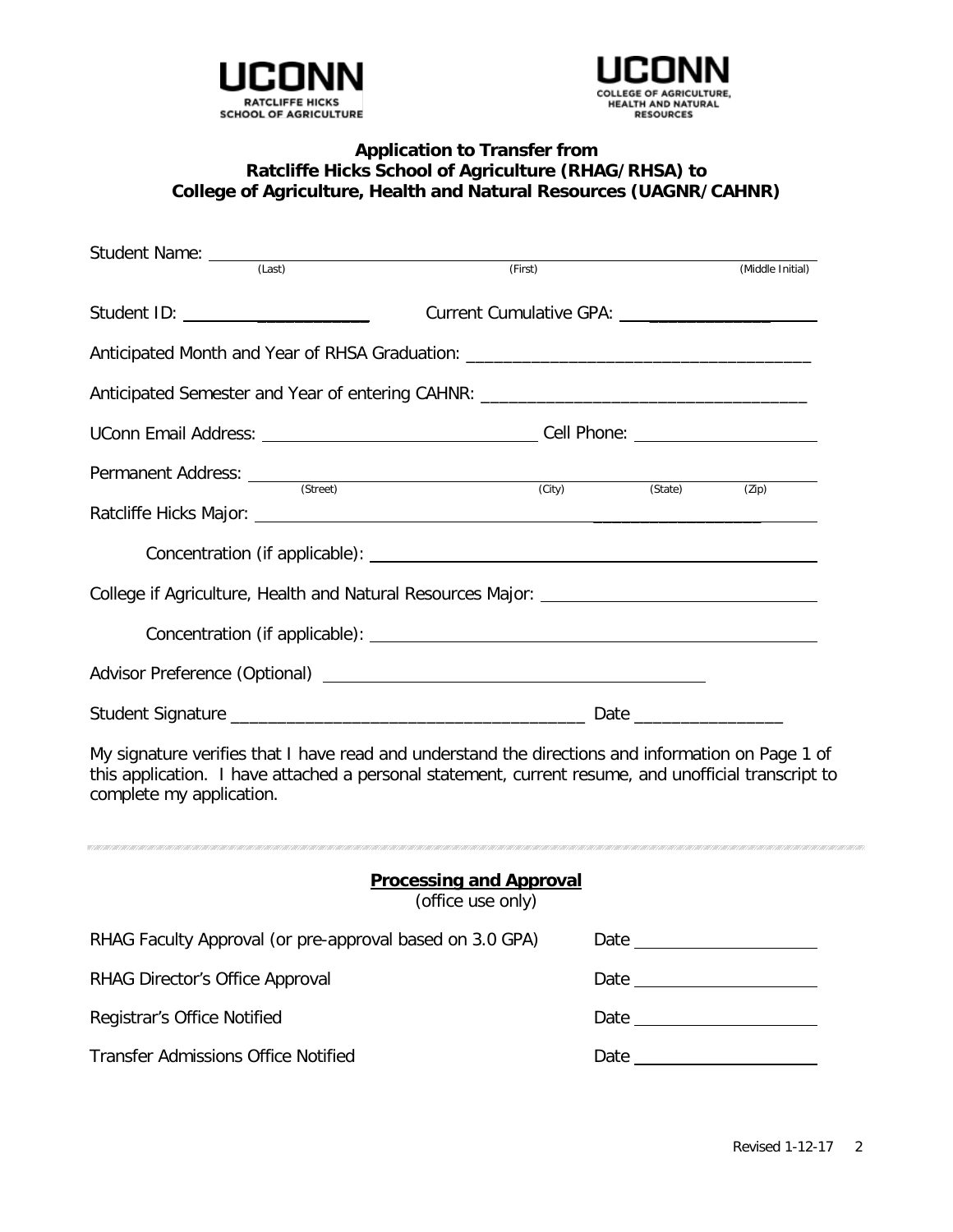**Application to Transfer from**
**Ratcliffe Hicks School of Agriculture (RHAG/RHSA) to**
**College of Agriculture, Health and Natural Resources (UAGNR/CAHNR)**

Student Name: ______________________ (Last) ______________________ (First) ______________ (Middle Initial)

Student ID: ____________________ Current Cumulative GPA: ____________________

Anticipated Month and Year of RHSA Graduation: ____________________________________

Anticipated Semester and Year of entering CAHNR: ____________________________________

UConn Email Address: ______________________________ Cell Phone: ____________________

Permanent Address: ______________________ (Street) __________ (City) __________ (State) __________ (Zip)

Ratcliffe Hicks Major: ____________________________________________________________

Concentration (if applicable): ______________________________________________

College if Agriculture, Health and Natural Resources Major: ______________________________

Concentration (if applicable): ______________________________________________

Advisor Preference (Optional) ____________________________________________

Student Signature ______________________________________ Date ________________

My signature verifies that I have read and understand the directions and information on Page 1 of this application. I have attached a personal statement, current resume, and unofficial transcript to complete my application.

---

**Processing and Approval**
(office use only)

RHAG Faculty Approval (or pre-approval based on 3.0 GPA) Date ____________________

RHAG Director's Office Approval Date ____________________

Registrar's Office Notified Date ____________________

Transfer Admissions Office Notified Date ____________________

Revised 1-12-17